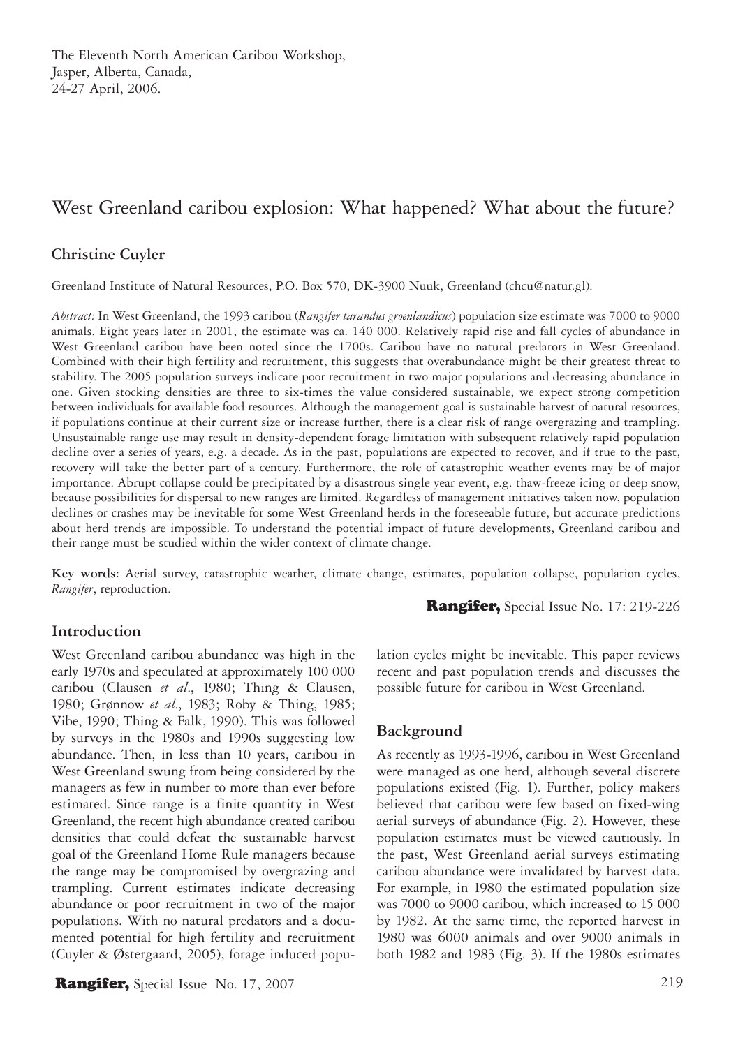The Eleventh North American Caribou Workshop,
Jasper, Alberta, Canada,
24-27 April, 2006.

# West Greenland caribou explosion: What happened? What about the future?

**Christine Cuyler**

Greenland Institute of Natural Resources, P.O. Box 570, DK-3900 Nuuk, Greenland (chcu@natur.gl).

*Abstract:* In West Greenland, the 1993 caribou (*Rangifer tarandus groenlandicus*) population size estimate was 7000 to 9000 animals. Eight years later in 2001, the estimate was ca. 140 000. Relatively rapid rise and fall cycles of abundance in West Greenland caribou have been noted since the 1700s. Caribou have no natural predators in West Greenland. Combined with their high fertility and recruitment, this suggests that overabundance might be their greatest threat to stability. The 2005 population surveys indicate poor recruitment in two major populations and decreasing abundance in one. Given stocking densities are three to six-times the value considered sustainable, we expect strong competition between individuals for available food resources. Although the management goal is sustainable harvest of natural resources, if populations continue at their current size or increase further, there is a clear risk of range overgrazing and trampling. Unsustainable range use may result in density-dependent forage limitation with subsequent relatively rapid population decline over a series of years, e.g. a decade. As in the past, populations are expected to recover, and if true to the past, recovery will take the better part of a century. Furthermore, the role of catastrophic weather events may be of major importance. Abrupt collapse could be precipitated by a disastrous single year event, e.g. thaw-freeze icing or deep snow, because possibilities for dispersal to new ranges are limited. Regardless of management initiatives taken now, population declines or crashes may be inevitable for some West Greenland herds in the foreseeable future, but accurate predictions about herd trends are impossible. To understand the potential impact of future developments, Greenland caribou and their range must be studied within the wider context of climate change.

**Key words:** Aerial survey, catastrophic weather, climate change, estimates, population collapse, population cycles, *Rangifer*, reproduction.

## Introduction

West Greenland caribou abundance was high in the early 1970s and speculated at approximately 100 000 caribou (Clausen *et al*., 1980; Thing & Clausen, 1980; Grønnow *et al*., 1983; Roby & Thing, 1985; Vibe, 1990; Thing & Falk, 1990). This was followed by surveys in the 1980s and 1990s suggesting low abundance. Then, in less than 10 years, caribou in West Greenland swung from being considered by the managers as few in number to more than ever before estimated. Since range is a finite quantity in West Greenland, the recent high abundance created caribou densities that could defeat the sustainable harvest goal of the Greenland Home Rule managers because the range may be compromised by overgrazing and trampling. Current estimates indicate decreasing abundance or poor recruitment in two of the major populations. With no natural predators and a documented potential for high fertility and recruitment (Cuyler & Østergaard, 2005), forage induced population cycles might be inevitable. This paper reviews recent and past population trends and discusses the possible future for caribou in West Greenland.

## Background

As recently as 1993-1996, caribou in West Greenland were managed as one herd, although several discrete populations existed (Fig. 1). Further, policy makers believed that caribou were few based on fixed-wing aerial surveys of abundance (Fig. 2). However, these population estimates must be viewed cautiously. In the past, West Greenland aerial surveys estimating caribou abundance were invalidated by harvest data. For example, in 1980 the estimated population size was 7000 to 9000 caribou, which increased to 15 000 by 1982. At the same time, the reported harvest in 1980 was 6000 animals and over 9000 animals in both 1982 and 1983 (Fig. 3). If the 1980s estimates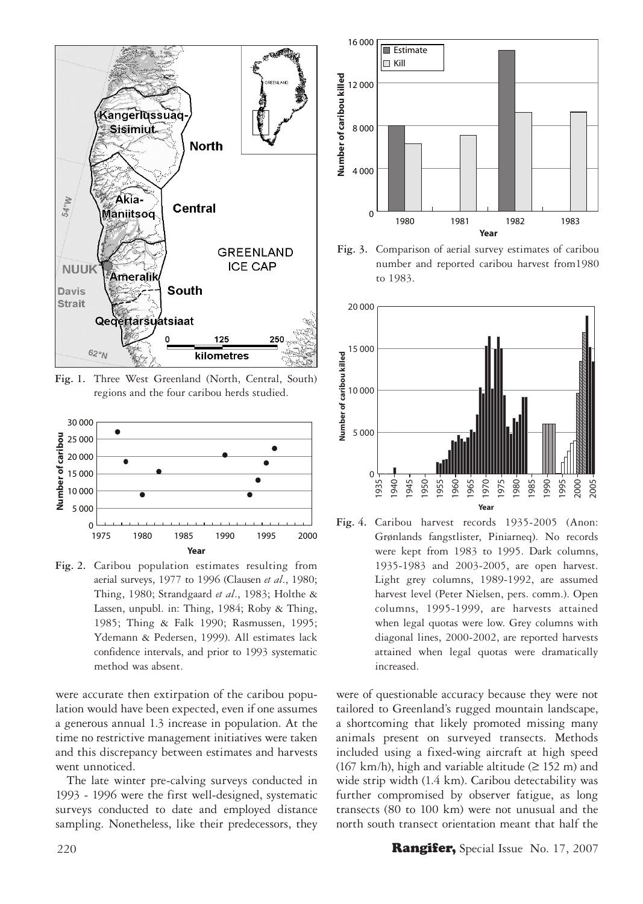Fig. 1. Three West Greenland (North, Central, South) regions and the four caribou herds studied.

Fig. 2. Caribou population estimates resulting from aerial surveys, 1977 to 1996 (Clausen *et al*., 1980; Thing, 1980; Strandgaard *et al*., 1983; Holthe & Lassen, unpubl. in: Thing, 1984; Roby & Thing, 1985; Thing & Falk 1990; Rasmussen, 1995; Ydemann & Pedersen, 1999). All estimates lack confidence intervals, and prior to 1993 systematic method was absent.

were accurate then extirpation of the caribou population would have been expected, even if one assumes a generous annual 1.3 increase in population. At the time no restrictive management initiatives were taken and this discrepancy between estimates and harvests went unnoticed.

The late winter pre-calving surveys conducted in 1993 - 1996 were the first well-designed, systematic surveys conducted to date and employed distance sampling. Nonetheless, like their predecessors, they were of questionable accuracy because they were not tailored to Greenland's rugged mountain landscape, a shortcoming that likely promoted missing many animals present on surveyed transects. Methods included using a fixed-wing aircraft at high speed (167 km/h), high and variable altitude (≥ 152 m) and wide strip width (1.4 km). Caribou detectability was further compromised by observer fatigue, as long transects (80 to 100 km) were not unusual and the north south transect orientation meant that half the

Fig. 3. Comparison of aerial survey estimates of caribou number and reported caribou harvest from1980 to 1983.

Fig. 4. Caribou harvest records 1935-2005 (Anon: Grønlands fangstlister, Piniarneq). No records were kept from 1983 to 1995. Dark columns, 1935-1983 and 2003-2005, are open harvest. Light grey columns, 1989-1992, are assumed harvest level (Peter Nielsen, pers. comm.). Open columns, 1995-1999, are harvests attained when legal quotas were low. Grey columns with diagonal lines, 2000-2002, are reported harvests attained when legal quotas were dramatically increased.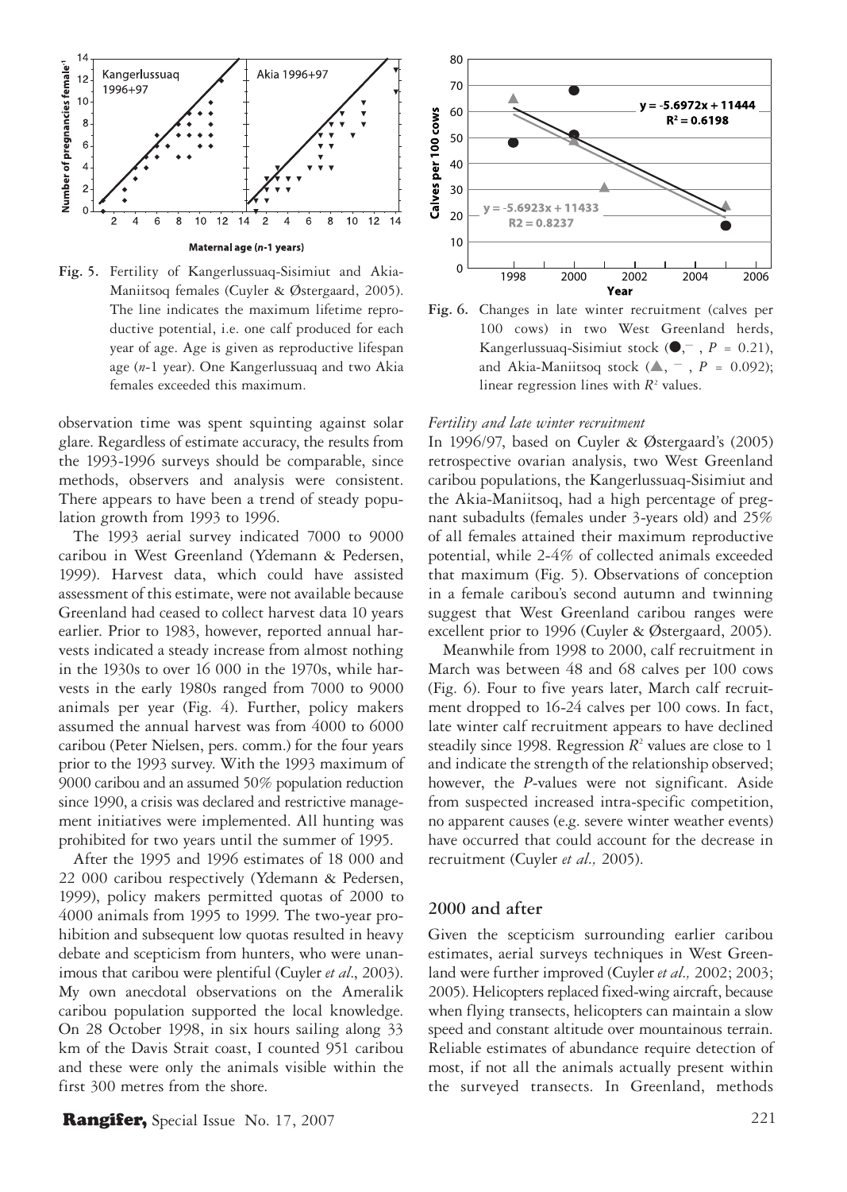Fig. 5. Fertility of Kangerlussuaq-Sisimiut and Akia-Maniitsoq females (Cuyler & Østergaard, 2005). The line indicates the maximum lifetime reproductive potential, i.e. one calf produced for each year of age. Age is given as reproductive lifespan age ($n$-1 year). One Kangerlussuaq and two Akia females exceeded this maximum.

Fig. 6. Changes in late winter recruitment (calves per 100 cows) in two West Greenland herds, Kangerlussuaq-Sisimiut stock (●, ¯ , $P$ = 0.21), and Akia-Maniitsoq stock (▲, ¯ , $P$ = 0.092); linear regression lines with $R^2$ values.

observation time was spent squinting against solar glare. Regardless of estimate accuracy, the results from the 1993-1996 surveys should be comparable, since methods, observers and analysis were consistent. There appears to have been a trend of steady population growth from 1993 to 1996.

The 1993 aerial survey indicated 7000 to 9000 caribou in West Greenland (Ydemann & Pedersen, 1999). Harvest data, which could have assisted assessment of this estimate, were not available because Greenland had ceased to collect harvest data 10 years earlier. Prior to 1983, however, reported annual harvests indicated a steady increase from almost nothing in the 1930s to over 16 000 in the 1970s, while harvests in the early 1980s ranged from 7000 to 9000 animals per year (Fig. 4). Further, policy makers assumed the annual harvest was from 4000 to 6000 caribou (Peter Nielsen, pers. comm.) for the four years prior to the 1993 survey. With the 1993 maximum of 9000 caribou and an assumed 50% population reduction since 1990, a crisis was declared and restrictive management initiatives were implemented. All hunting was prohibited for two years until the summer of 1995.

After the 1995 and 1996 estimates of 18 000 and 22 000 caribou respectively (Ydemann & Pedersen, 1999), policy makers permitted quotas of 2000 to 4000 animals from 1995 to 1999. The two-year prohibition and subsequent low quotas resulted in heavy debate and scepticism from hunters, who were unanimous that caribou were plentiful (Cuyler *et al*., 2003). My own anecdotal observations on the Ameralik caribou population supported the local knowledge. On 28 October 1998, in six hours sailing along 33 km of the Davis Strait coast, I counted 951 caribou and these were only the animals visible within the first 300 metres from the shore.

### *Fertility and late winter recruitment*

In 1996/97, based on Cuyler & Østergaard's (2005) retrospective ovarian analysis, two West Greenland caribou populations, the Kangerlussuaq-Sisimiut and the Akia-Maniitsoq, had a high percentage of pregnant subadults (females under 3-years old) and 25% of all females attained their maximum reproductive potential, while 2-4% of collected animals exceeded that maximum (Fig. 5). Observations of conception in a female caribou's second autumn and twinning suggest that West Greenland caribou ranges were excellent prior to 1996 (Cuyler & Østergaard, 2005).

Meanwhile from 1998 to 2000, calf recruitment in March was between 48 and 68 calves per 100 cows (Fig. 6). Four to five years later, March calf recruitment dropped to 16-24 calves per 100 cows. In fact, late winter calf recruitment appears to have declined steadily since 1998. Regression $R^2$ values are close to 1 and indicate the strength of the relationship observed; however, the $P$-values were not significant. Aside from suspected increased intra-specific competition, no apparent causes (e.g. severe winter weather events) have occurred that could account for the decrease in recruitment (Cuyler *et al.,* 2005).

## 2000 and after

Given the scepticism surrounding earlier caribou estimates, aerial surveys techniques in West Greenland were further improved (Cuyler *et al.,* 2002; 2003; 2005). Helicopters replaced fixed-wing aircraft, because when flying transects, helicopters can maintain a slow speed and constant altitude over mountainous terrain. Reliable estimates of abundance require detection of most, if not all the animals actually present within the surveyed transects. In Greenland, methods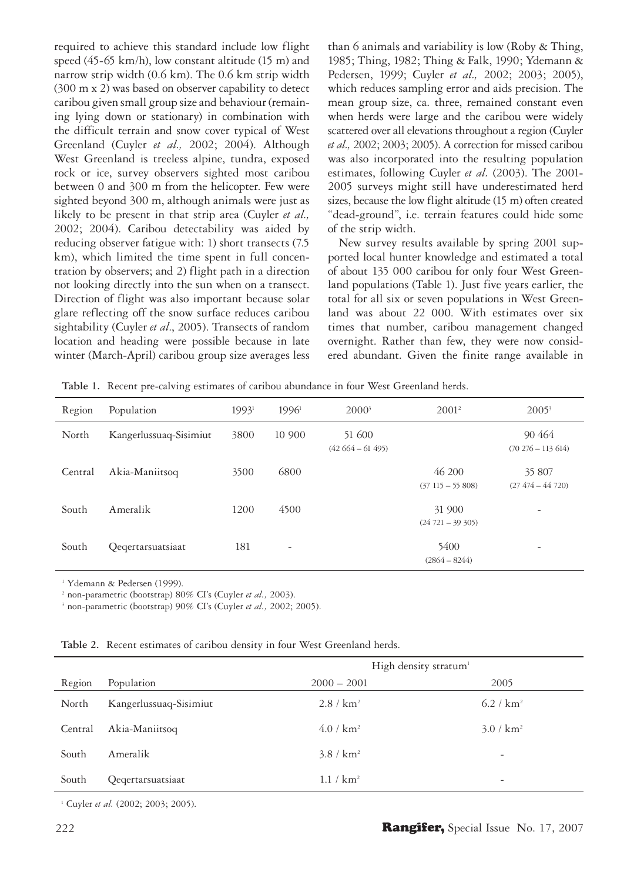required to achieve this standard include low flight speed (45-65 km/h), low constant altitude (15 m) and narrow strip width (0.6 km). The 0.6 km strip width (300 m x 2) was based on observer capability to detect caribou given small group size and behaviour (remaining lying down or stationary) in combination with the difficult terrain and snow cover typical of West Greenland (Cuyler *et al.,* 2002; 2004). Although West Greenland is treeless alpine, tundra, exposed rock or ice, survey observers sighted most caribou between 0 and 300 m from the helicopter. Few were sighted beyond 300 m, although animals were just as likely to be present in that strip area (Cuyler *et al.,* 2002; 2004). Caribou detectability was aided by reducing observer fatigue with: 1) short transects (7.5 km), which limited the time spent in full concentration by observers; and 2) flight path in a direction not looking directly into the sun when on a transect. Direction of flight was also important because solar glare reflecting off the snow surface reduces caribou sightability (Cuyler *et al*., 2005). Transects of random location and heading were possible because in late winter (March-April) caribou group size averages less than 6 animals and variability is low (Roby & Thing, 1985; Thing, 1982; Thing & Falk, 1990; Ydemann & Pedersen, 1999; Cuyler *et al.,* 2002; 2003; 2005), which reduces sampling error and aids precision. The mean group size, ca. three, remained constant even when herds were large and the caribou were widely scattered over all elevations throughout a region (Cuyler *et al.,* 2002; 2003; 2005). A correction for missed caribou was also incorporated into the resulting population estimates, following Cuyler *et al.* (2003). The 2001-2005 surveys might still have underestimated herd sizes, because the low flight altitude (15 m) often created "dead-ground", i.e. terrain features could hide some of the strip width.

New survey results available by spring 2001 supported local hunter knowledge and estimated a total of about 135 000 caribou for only four West Greenland populations (Table 1). Just five years earlier, the total for all six or seven populations in West Greenland was about 22 000. With estimates over six times that number, caribou management changed overnight. Rather than few, they were now considered abundant. Given the finite range available in

**Table 1.** Recent pre-calving estimates of caribou abundance in four West Greenland herds.

| Region | Population | 1993[1] | 1996[1] | 2000[3] | 2001[2] | 2005[3] |
|---|---|---|---|---|---|---|
| North | Kangerlussuaq-Sisimiut | 3800 | 10 900 | 51 600 (42 664 – 61 495) | | 90 464 (70 276 – 113 614) |
| Central | Akia-Maniitsoq | 3500 | 6800 | | 46 200 (37 115 – 55 808) | 35 807 (27 474 – 44 720) |
| South | Ameralik | 1200 | 4500 | | 31 900 (24 721 – 39 305) | - |
| South | Qeqertarsuatsiaat | 181 | - | | 5400 (2864 – 8244) | - |

[1] Ydemann & Pedersen (1999).
[2] non-parametric (bootstrap) 80% CI's (Cuyler *et al.,* 2003).
[3] non-parametric (bootstrap) 90% CI's (Cuyler *et al.,* 2002; 2005).

**Table 2.** Recent estimates of caribou density in four West Greenland herds.

| | | High density stratum[1] | |
|---|---|---|---|
| Region | Population | 2000 – 2001 | 2005 |
| North | Kangerlussuaq-Sisimiut | 2.8 / km$^2$ | 6.2 / km$^2$ |
| Central | Akia-Maniitsoq | 4.0 / km$^2$ | 3.0 / km$^2$ |
| South | Ameralik | 3.8 / km$^2$ | - |
| South | Qeqertarsuatsiaat | 1.1 / km$^2$ | - |

[1] Cuyler *et al.* (2002; 2003; 2005).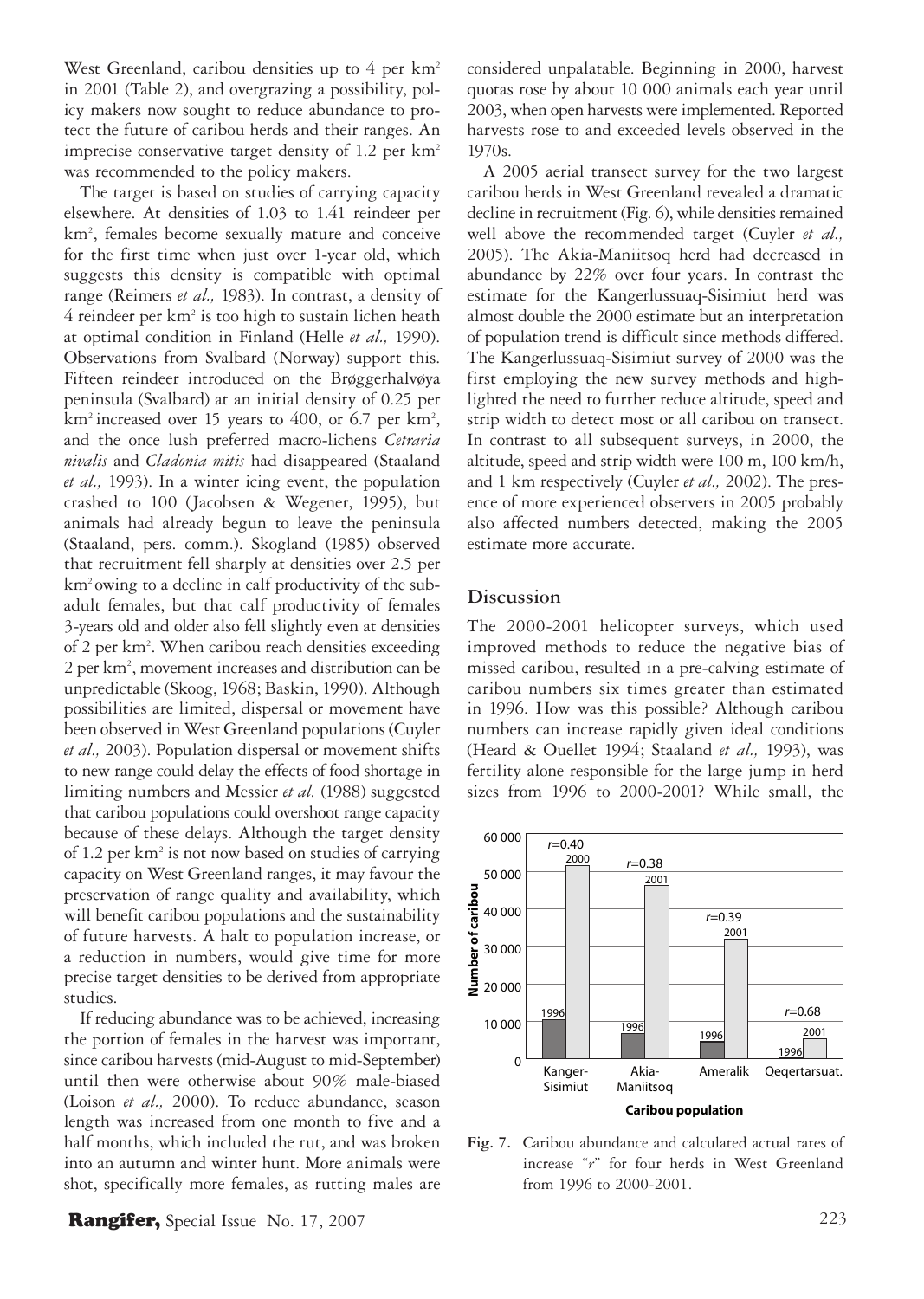West Greenland, caribou densities up to 4 per km$^2$ in 2001 (Table 2), and overgrazing a possibility, policy makers now sought to reduce abundance to protect the future of caribou herds and their ranges. An imprecise conservative target density of 1.2 per km$^2$ was recommended to the policy makers.

The target is based on studies of carrying capacity elsewhere. At densities of 1.03 to 1.41 reindeer per km$^2$, females become sexually mature and conceive for the first time when just over 1-year old, which suggests this density is compatible with optimal range (Reimers *et al.,* 1983). In contrast, a density of 4 reindeer per km$^2$ is too high to sustain lichen heath at optimal condition in Finland (Helle *et al.,* 1990). Observations from Svalbard (Norway) support this. Fifteen reindeer introduced on the Brøggerhalvøya peninsula (Svalbard) at an initial density of 0.25 per km$^2$ increased over 15 years to 400, or 6.7 per km$^2$, and the once lush preferred macro-lichens *Cetraria nivalis* and *Cladonia mitis* had disappeared (Staaland *et al.,* 1993). In a winter icing event, the population crashed to 100 (Jacobsen & Wegener, 1995), but animals had already begun to leave the peninsula (Staaland, pers. comm.). Skogland (1985) observed that recruitment fell sharply at densities over 2.5 per km$^2$ owing to a decline in calf productivity of the sub-adult females, but that calf productivity of females 3-years old and older also fell slightly even at densities of 2 per km$^2$. When caribou reach densities exceeding 2 per km$^2$, movement increases and distribution can be unpredictable (Skoog, 1968; Baskin, 1990). Although possibilities are limited, dispersal or movement have been observed in West Greenland populations (Cuyler *et al.,* 2003). Population dispersal or movement shifts to new range could delay the effects of food shortage in limiting numbers and Messier *et al.* (1988) suggested that caribou populations could overshoot range capacity because of these delays. Although the target density of 1.2 per km$^2$ is not now based on studies of carrying capacity on West Greenland ranges, it may favour the preservation of range quality and availability, which will benefit caribou populations and the sustainability of future harvests. A halt to population increase, or a reduction in numbers, would give time for more precise target densities to be derived from appropriate studies.

If reducing abundance was to be achieved, increasing the portion of females in the harvest was important, since caribou harvests (mid-August to mid-September) until then were otherwise about 90% male-biased (Loison *et al.,* 2000). To reduce abundance, season length was increased from one month to five and a half months, which included the rut, and was broken into an autumn and winter hunt. More animals were shot, specifically more females, as rutting males are considered unpalatable. Beginning in 2000, harvest quotas rose by about 10 000 animals each year until 2003, when open harvests were implemented. Reported harvests rose to and exceeded levels observed in the 1970s.

A 2005 aerial transect survey for the two largest caribou herds in West Greenland revealed a dramatic decline in recruitment (Fig. 6), while densities remained well above the recommended target (Cuyler *et al.,* 2005). The Akia-Maniitsoq herd had decreased in abundance by 22% over four years. In contrast the estimate for the Kangerlussuaq-Sisimiut herd was almost double the 2000 estimate but an interpretation of population trend is difficult since methods differed. The Kangerlussuaq-Sisimiut survey of 2000 was the first employing the new survey methods and highlighted the need to further reduce altitude, speed and strip width to detect most or all caribou on transect. In contrast to all subsequent surveys, in 2000, the altitude, speed and strip width were 100 m, 100 km/h, and 1 km respectively (Cuyler *et al.,* 2002). The presence of more experienced observers in 2005 probably also affected numbers detected, making the 2005 estimate more accurate.

## Discussion

The 2000-2001 helicopter surveys, which used improved methods to reduce the negative bias of missed caribou, resulted in a pre-calving estimate of caribou numbers six times greater than estimated in 1996. How was this possible? Although caribou numbers can increase rapidly given ideal conditions (Heard & Ouellet 1994; Staaland *et al.,* 1993), was fertility alone responsible for the large jump in herd sizes from 1996 to 2000-2001? While small, the

**Fig. 7.** Caribou abundance and calculated actual rates of increase "$r$" for four herds in West Greenland from 1996 to 2000-2001.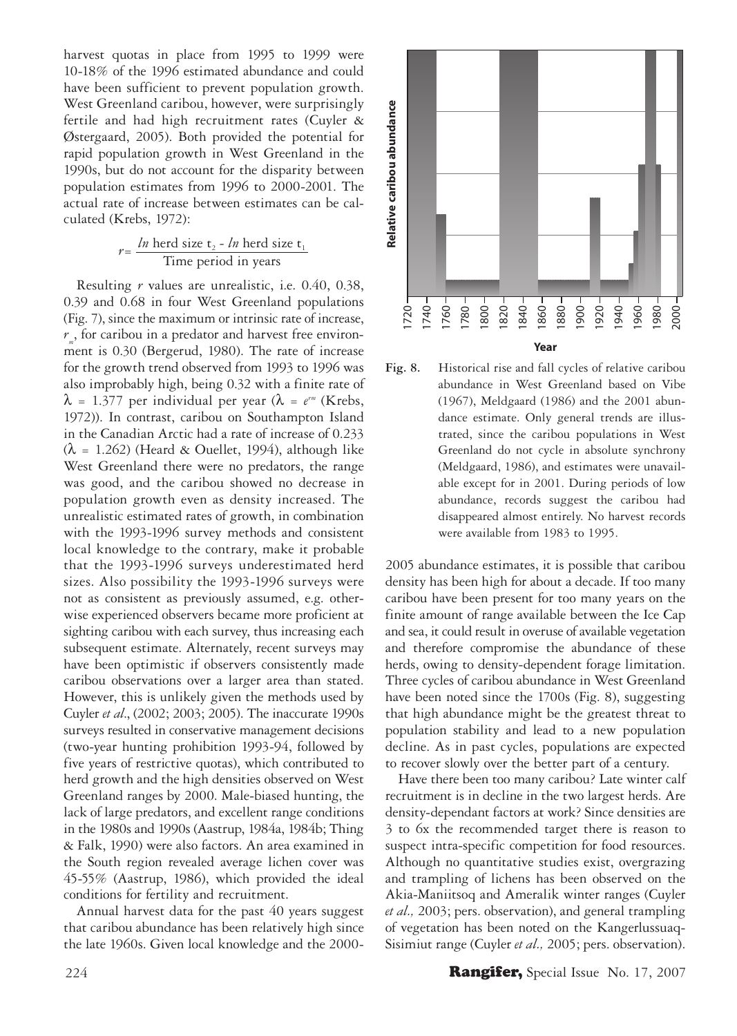harvest quotas in place from 1995 to 1999 were 10-18% of the 1996 estimated abundance and could have been sufficient to prevent population growth. West Greenland caribou, however, were surprisingly fertile and had high recruitment rates (Cuyler & Østergaard, 2005). Both provided the potential for rapid population growth in West Greenland in the 1990s, but do not account for the disparity between population estimates from 1996 to 2000-2001. The actual rate of increase between estimates can be calculated (Krebs, 1972):

$$r = \frac{ln \text{ herd size } t_2 - ln \text{ herd size } t_1}{\text{Time period in years}}$$

Resulting $r$ values are unrealistic, i.e. 0.40, 0.38, 0.39 and 0.68 in four West Greenland populations (Fig. 7), since the maximum or intrinsic rate of increase, $r_m$, for caribou in a predator and harvest free environment is 0.30 (Bergerud, 1980). The rate of increase for the growth trend observed from 1993 to 1996 was also improbably high, being 0.32 with a finite rate of $\lambda = 1.377$ per individual per year ($\lambda = e^{rm}$ (Krebs, 1972)). In contrast, caribou on Southampton Island in the Canadian Arctic had a rate of increase of 0.233 ($\lambda = 1.262$) (Heard & Ouellet, 1994), although like West Greenland there were no predators, the range was good, and the caribou showed no decrease in population growth even as density increased. The unrealistic estimated rates of growth, in combination with the 1993-1996 survey methods and consistent local knowledge to the contrary, make it probable that the 1993-1996 surveys underestimated herd sizes. Also possibility the 1993-1996 surveys were not as consistent as previously assumed, e.g. otherwise experienced observers became more proficient at sighting caribou with each survey, thus increasing each subsequent estimate. Alternately, recent surveys may have been optimistic if observers consistently made caribou observations over a larger area than stated. However, this is unlikely given the methods used by Cuyler *et al*., (2002; 2003; 2005). The inaccurate 1990s surveys resulted in conservative management decisions (two-year hunting prohibition 1993-94, followed by five years of restrictive quotas), which contributed to herd growth and the high densities observed on West Greenland ranges by 2000. Male-biased hunting, the lack of large predators, and excellent range conditions in the 1980s and 1990s (Aastrup, 1984a, 1984b; Thing & Falk, 1990) were also factors. An area examined in the South region revealed average lichen cover was 45-55% (Aastrup, 1986), which provided the ideal conditions for fertility and recruitment.

Annual harvest data for the past 40 years suggest that caribou abundance has been relatively high since the late 1960s. Given local knowledge and the 2000-2005 abundance estimates, it is possible that caribou density has been high for about a decade. If too many caribou have been present for too many years on the finite amount of range available between the Ice Cap and sea, it could result in overuse of available vegetation and therefore compromise the abundance of these herds, owing to density-dependent forage limitation. Three cycles of caribou abundance in West Greenland have been noted since the 1700s (Fig. 8), suggesting that high abundance might be the greatest threat to population stability and lead to a new population decline. As in past cycles, populations are expected to recover slowly over the better part of a century.

**Fig. 8.** Historical rise and fall cycles of relative caribou abundance in West Greenland based on Vibe (1967), Meldgaard (1986) and the 2001 abundance estimate. Only general trends are illustrated, since the caribou populations in West Greenland do not cycle in absolute synchrony (Meldgaard, 1986), and estimates were unavailable except for in 2001. During periods of low abundance, records suggest the caribou had disappeared almost entirely. No harvest records were available from 1983 to 1995.

Have there been too many caribou? Late winter calf recruitment is in decline in the two largest herds. Are density-dependant factors at work? Since densities are 3 to 6x the recommended target there is reason to suspect intra-specific competition for food resources. Although no quantitative studies exist, overgrazing and trampling of lichens has been observed on the Akia-Maniitsoq and Ameralik winter ranges (Cuyler *et al.,* 2003; pers. observation), and general trampling of vegetation has been noted on the Kangerlussuaq-Sisimiut range (Cuyler *et al.,* 2005; pers. observation).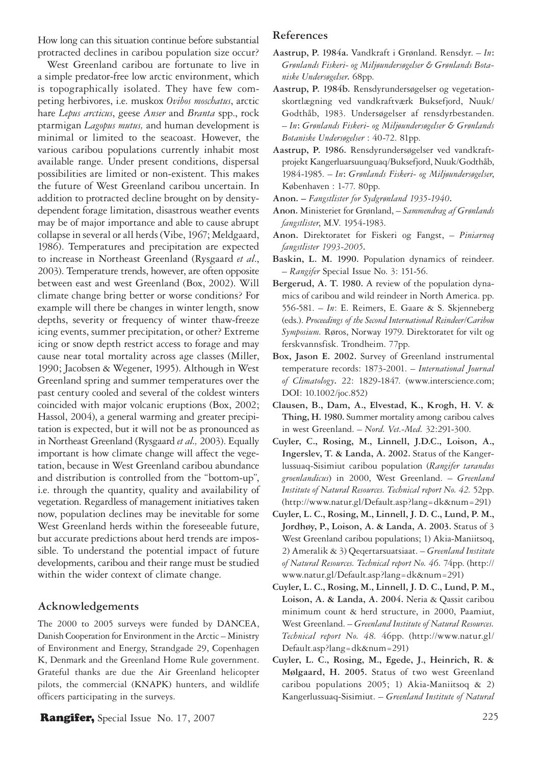How long can this situation continue before substantial protracted declines in caribou population size occur?

West Greenland caribou are fortunate to live in a simple predator-free low arctic environment, which is topographically isolated. They have few competing herbivores, i.e. muskox *Ovibos moschatus*, arctic hare *Lepus arcticus*, geese *Anser* and *Branta* spp., rock ptarmigan *Lagopus mutus,* and human development is minimal or limited to the seacoast. However, the various caribou populations currently inhabit most available range. Under present conditions, dispersal possibilities are limited or non-existent. This makes the future of West Greenland caribou uncertain. In addition to protracted decline brought on by density-dependent forage limitation, disastrous weather events may be of major importance and able to cause abrupt collapse in several or all herds (Vibe, 1967; Meldgaard, 1986). Temperatures and precipitation are expected to increase in Northeast Greenland (Rysgaard *et al*., 2003). Temperature trends, however, are often opposite between east and west Greenland (Box, 2002). Will climate change bring better or worse conditions? For example will there be changes in winter length, snow depths, severity or frequency of winter thaw-freeze icing events, summer precipitation, or other? Extreme icing or snow depth restrict access to forage and may cause near total mortality across age classes (Miller, 1990; Jacobsen & Wegener, 1995). Although in West Greenland spring and summer temperatures over the past century cooled and several of the coldest winters coincided with major volcanic eruptions (Box, 2002; Hassol, 2004), a general warming and greater precipitation is expected, but it will not be as pronounced as in Northeast Greenland (Rysgaard *et al.,* 2003). Equally important is how climate change will affect the vegetation, because in West Greenland caribou abundance and distribution is controlled from the "bottom-up", i.e. through the quantity, quality and availability of vegetation. Regardless of management initiatives taken now, population declines may be inevitable for some West Greenland herds within the foreseeable future, but accurate predictions about herd trends are impossible. To understand the potential impact of future developments, caribou and their range must be studied within the wider context of climate change.

## Acknowledgements

The 2000 to 2005 surveys were funded by DANCEA, Danish Cooperation for Environment in the Arctic – Ministry of Environment and Energy, Strandgade 29, Copenhagen K, Denmark and the Greenland Home Rule government. Grateful thanks are due the Air Greenland helicopter pilots, the commercial (KNAPK) hunters, and wildlife officers participating in the surveys.

## References

**Aastrup, P. 1984a.** Vandkraft i Grønland. Rensdyr. – *In*: *Grønlands Fiskeri- og Miljøundersøgelser & Grønlands Botaniske Undersøgelser*. 68pp.

**Aastrup, P. 1984b.** Rensdyrundersøgelser og vegetationskortlægning ved vandkraftværk Buksefjord, Nuuk/Godthåb, 1983. Undersøgelser af rensdyrbestanden. – *In*: *Grønlands Fiskeri- og Miljøundersøgelser & Grønlands Botaniske Undersøgelser* : 40-72. 81pp.

**Aastrup, P. 1986.** Rensdyrundersøgelser ved vandkraftprojekt Kangerluarsuunguaq/Buksefjord, Nuuk/Godthåb, 1984-1985. – *In*: *Grønlands Fiskeri- og Miljøundersøgelser*, Københaven : 1-77. 80pp.

**Anon.** – *Fangstlister for Sydgrønland 1935-1940*.

**Anon.** Ministeriet for Grønland, – *Sammendrag af Grønlands fangstlister*, M.V. 1954-1983.

**Anon.** Direktoratet for Fiskeri og Fangst, – *Piniarneq fangstlister 1993-2005*.

**Baskin, L. M. 1990.** Population dynamics of reindeer. – *Rangifer* Special Issue No. 3: 151-56.

**Bergerud, A. T. 1980.** A review of the population dynamics of caribou and wild reindeer in North America. pp. 556-581. – *In*: E. Reimers, E. Gaare & S. Skjenneberg (eds.). *Proceedings of the Second International Reindeer/Caribou Symposium.* Røros, Norway 1979. Direktoratet for vilt og ferskvannsfisk. Trondheim. 77pp.

**Box, Jason E. 2002.** Survey of Greenland instrumental temperature records: 1873-2001. – *International Journal of Climatology*. 22: 1829-1847. (www.interscience.com; DOI: 10.1002/joc.852)

**Clausen, B., Dam, A., Elvestad, K., Krogh, H. V. & Thing, H. 1980.** Summer mortality among caribou calves in west Greenland. – *Nord. Vet.-Med.* 32:291-300.

**Cuyler, C., Rosing, M., Linnell, J.D.C., Loison, A., Ingerslev, T. & Landa, A. 2002.** Status of the Kangerlussuaq-Sisimiut caribou population (*Rangifer tarandus groenlandicus*) in 2000, West Greenland. – *Greenland Institute of Natural Resources. Technical report No. 42.* 52pp. (http://www.natur.gl/Default.asp?lang=dk&num=291)

**Cuyler, L. C., Rosing, M., Linnell, J. D. C., Lund, P. M., Jordhøy, P., Loison, A. & Landa, A. 2003.** Status of 3 West Greenland caribou populations; 1) Akia-Maniitsoq, 2) Ameralik & 3) Qeqertarsuatsiaat. – *Greenland Institute of Natural Resources. Technical report No. 46.* 74pp. (http://www.natur.gl/Default.asp?lang=dk&num=291)

**Cuyler, L. C., Rosing, M., Linnell, J. D. C., Lund, P. M., Loison, A. & Landa, A. 2004.** Neria & Qassit caribou minimum count & herd structure, in 2000, Paamiut, West Greenland. – *Greenland Institute of Natural Resources. Technical report No. 48.* 46pp. (http://www.natur.gl/Default.asp?lang=dk&num=291)

**Cuyler, L. C., Rosing, M., Egede, J., Heinrich, R. & Mølgaard, H. 2005.** Status of two west Greenland caribou populations 2005; 1) Akia-Maniitsoq & 2) Kangerlussuaq-Sisimiut. – *Greenland Institute of Natural*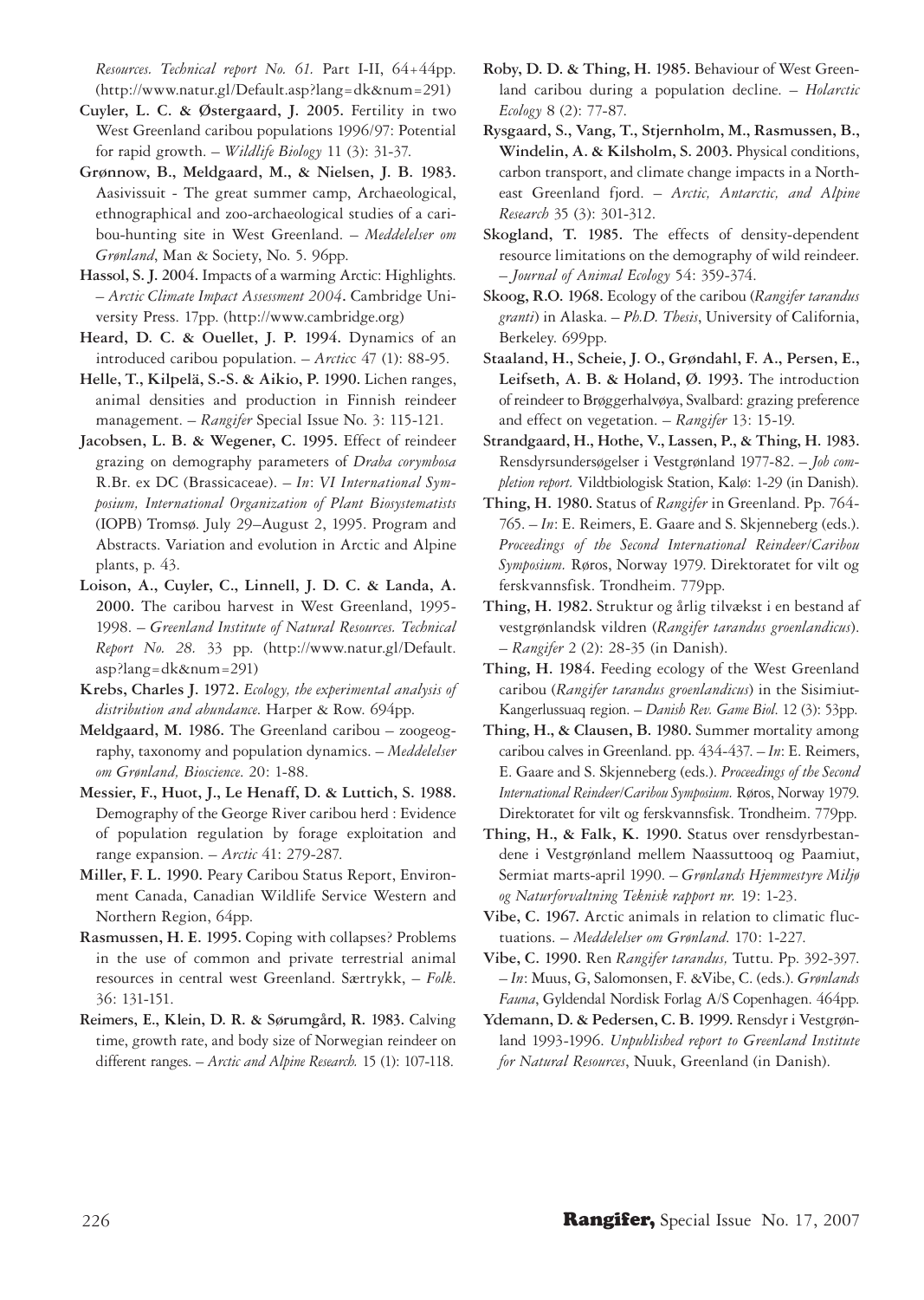*Resources. Technical report No. 61.* Part I-II, 64+44pp. (http://www.natur.gl/Default.asp?lang=dk&num=291)

**Cuyler, L. C. & Østergaard, J. 2005.** Fertility in two West Greenland caribou populations 1996/97: Potential for rapid growth. – *Wildlife Biology* 11 (3): 31-37.

**Grønnow, B., Meldgaard, M., & Nielsen, J. B. 1983.** Aasivissuit - The great summer camp, Archaeological, ethnographical and zoo-archaeological studies of a caribou-hunting site in West Greenland. – *Meddelelser om Grønland*, Man & Society, No. 5. 96pp.

**Hassol, S. J. 2004.** Impacts of a warming Arctic: Highlights. – *Arctic Climate Impact Assessment 2004*. Cambridge University Press. 17pp. (http://www.cambridge.org)

**Heard, D. C. & Ouellet, J. P. 1994.** Dynamics of an introduced caribou population. – *Arcticc* 47 (1): 88-95.

**Helle, T., Kilpelä, S.-S. & Aikio, P. 1990.** Lichen ranges, animal densities and production in Finnish reindeer management. – *Rangifer* Special Issue No. 3: 115-121.

**Jacobsen, L. B. & Wegener, C. 1995.** Effect of reindeer grazing on demography parameters of *Draba corymbosa* R.Br. ex DC (Brassicaceae). – *In*: *VI International Symposium, International Organization of Plant Biosystematists* (IOPB) Tromsø. July 29–August 2, 1995. Program and Abstracts. Variation and evolution in Arctic and Alpine plants, p. 43.

**Loison, A., Cuyler, C., Linnell, J. D. C. & Landa, A. 2000.** The caribou harvest in West Greenland, 1995-1998. – *Greenland Institute of Natural Resources. Technical Report No. 28.* 33 pp. (http://www.natur.gl/Default.asp?lang=dk&num=291)

**Krebs, Charles J. 1972.** *Ecology, the experimental analysis of distribution and abundance.* Harper & Row. 694pp.

**Meldgaard, M. 1986.** The Greenland caribou – zoogeography, taxonomy and population dynamics. – *Meddelelser om Grønland, Bioscience.* 20: 1-88.

**Messier, F., Huot, J., Le Henaff, D. & Luttich, S. 1988.** Demography of the George River caribou herd : Evidence of population regulation by forage exploitation and range expansion. – *Arctic* 41: 279-287.

**Miller, F. L. 1990.** Peary Caribou Status Report, Environment Canada, Canadian Wildlife Service Western and Northern Region, 64pp.

**Rasmussen, H. E. 1995.** Coping with collapses? Problems in the use of common and private terrestrial animal resources in central west Greenland. Særtrykk, – *Folk.* 36: 131-151.

**Reimers, E., Klein, D. R. & Sørumgård, R. 1983.** Calving time, growth rate, and body size of Norwegian reindeer on different ranges. – *Arctic and Alpine Research.* 15 (1): 107-118.

**Roby, D. D. & Thing, H. 1985.** Behaviour of West Greenland caribou during a population decline. – *Holarctic Ecology* 8 (2): 77-87.

**Rysgaard, S., Vang, T., Stjernholm, M., Rasmussen, B., Windelin, A. & Kilsholm, S. 2003.** Physical conditions, carbon transport, and climate change impacts in a Northeast Greenland fjord. – *Arctic, Antarctic, and Alpine Research* 35 (3): 301-312.

**Skogland, T. 1985.** The effects of density-dependent resource limitations on the demography of wild reindeer. – *Journal of Animal Ecology* 54: 359-374.

**Skoog, R.O. 1968.** Ecology of the caribou (*Rangifer tarandus granti*) in Alaska. – *Ph.D. Thesis*, University of California, Berkeley. 699pp.

**Staaland, H., Scheie, J. O., Grøndahl, F. A., Persen, E., Leifseth, A. B. & Holand, Ø. 1993.** The introduction of reindeer to Brøggerhalvøya, Svalbard: grazing preference and effect on vegetation. – *Rangifer* 13: 15-19.

**Strandgaard, H., Hothe, V., Lassen, P., & Thing, H. 1983.** Rensdyrsundersøgelser i Vestgrønland 1977-82. – *Job completion report.* Vildtbiologisk Station, Kalø: 1-29 (in Danish).

**Thing, H. 1980.** Status of *Rangifer* in Greenland. Pp. 764-765. – *In*: E. Reimers, E. Gaare and S. Skjenneberg (eds.). *Proceedings of the Second International Reindeer/Caribou Symposium.* Røros, Norway 1979. Direktoratet for vilt og ferskvannsfisk. Trondheim. 779pp.

**Thing, H. 1982.** Struktur og årlig tilvækst i en bestand af vestgrønlandsk vildren (*Rangifer tarandus groenlandicus*). – *Rangifer* 2 (2): 28-35 (in Danish).

**Thing, H. 1984.** Feeding ecology of the West Greenland caribou (*Rangifer tarandus groenlandicus*) in the Sisimiut-Kangerlussuaq region. – *Danish Rev. Game Biol.* 12 (3): 53pp.

**Thing, H., & Clausen, B. 1980.** Summer mortality among caribou calves in Greenland. pp. 434-437. – *In*: E. Reimers, E. Gaare and S. Skjenneberg (eds.). *Proceedings of the Second International Reindeer/Caribou Symposium.* Røros, Norway 1979. Direktoratet for vilt og ferskvannsfisk. Trondheim. 779pp.

**Thing, H., & Falk, K. 1990.** Status over rensdyrbestandene i Vestgrønland mellem Naassuttooq og Paamiut, Sermiat marts-april 1990. – *Grønlands Hjemmestyre Miljø og Naturforvaltning Teknisk rapport nr.* 19: 1-23.

**Vibe, C. 1967.** Arctic animals in relation to climatic fluctuations. – *Meddelelser om Grønland.* 170: 1-227.

**Vibe, C. 1990.** Ren *Rangifer tarandus,* Tuttu. Pp. 392-397. – *In*: Muus, G, Salomonsen, F. &Vibe, C. (eds.). *Grønlands Fauna*, Gyldendal Nordisk Forlag A/S Copenhagen. 464pp.

**Ydemann, D. & Pedersen, C. B. 1999.** Rensdyr i Vestgrønland 1993-1996. *Unpublished report to Greenland Institute for Natural Resources*, Nuuk, Greenland (in Danish).